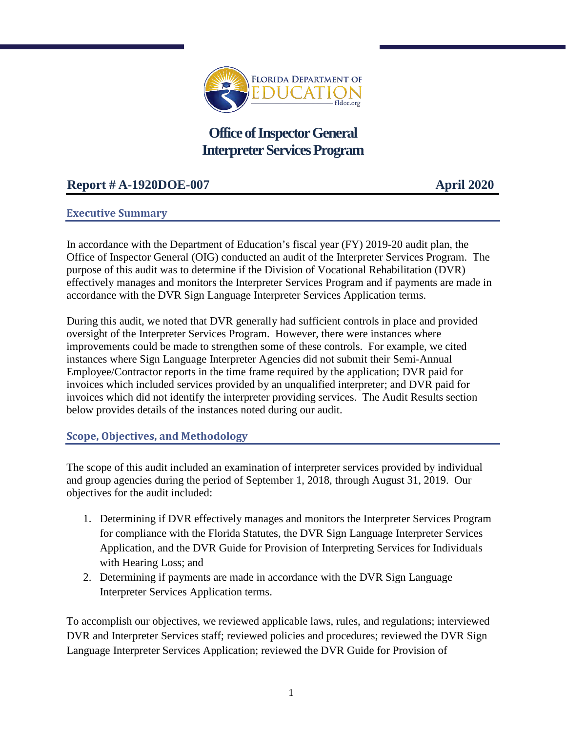# Office of Inspector General
# Interpreter Services Program

**Report # A-1920DOE-007** **April 2020**

## Executive Summary

In accordance with the Department of Education's fiscal year (FY) 2019-20 audit plan, the Office of Inspector General (OIG) conducted an audit of the Interpreter Services Program. The purpose of this audit was to determine if the Division of Vocational Rehabilitation (DVR) effectively manages and monitors the Interpreter Services Program and if payments are made in accordance with the DVR Sign Language Interpreter Services Application terms.

During this audit, we noted that DVR generally had sufficient controls in place and provided oversight of the Interpreter Services Program. However, there were instances where improvements could be made to strengthen some of these controls. For example, we cited instances where Sign Language Interpreter Agencies did not submit their Semi-Annual Employee/Contractor reports in the time frame required by the application; DVR paid for invoices which included services provided by an unqualified interpreter; and DVR paid for invoices which did not identify the interpreter providing services. The Audit Results section below provides details of the instances noted during our audit.

## Scope, Objectives, and Methodology

The scope of this audit included an examination of interpreter services provided by individual and group agencies during the period of September 1, 2018, through August 31, 2019. Our objectives for the audit included:

1. Determining if DVR effectively manages and monitors the Interpreter Services Program for compliance with the Florida Statutes, the DVR Sign Language Interpreter Services Application, and the DVR Guide for Provision of Interpreting Services for Individuals with Hearing Loss; and
2. Determining if payments are made in accordance with the DVR Sign Language Interpreter Services Application terms.

To accomplish our objectives, we reviewed applicable laws, rules, and regulations; interviewed DVR and Interpreter Services staff; reviewed policies and procedures; reviewed the DVR Sign Language Interpreter Services Application; reviewed the DVR Guide for Provision of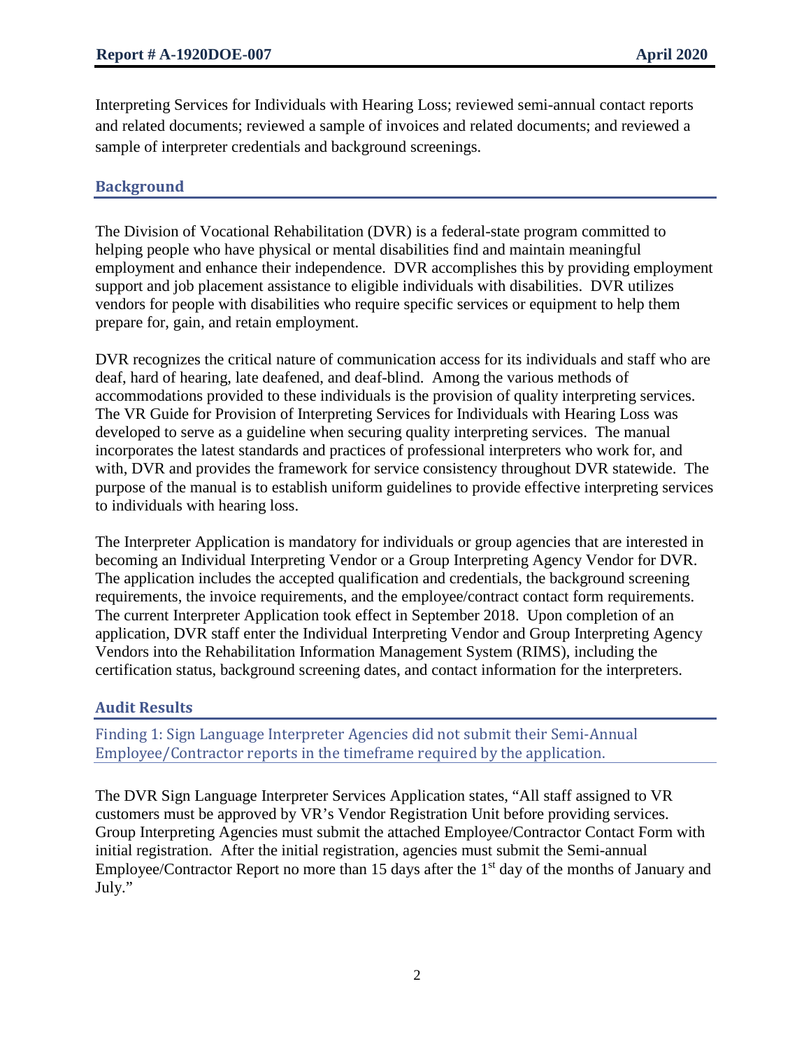Interpreting Services for Individuals with Hearing Loss; reviewed semi-annual contact reports and related documents; reviewed a sample of invoices and related documents; and reviewed a sample of interpreter credentials and background screenings.

## Background

The Division of Vocational Rehabilitation (DVR) is a federal-state program committed to helping people who have physical or mental disabilities find and maintain meaningful employment and enhance their independence. DVR accomplishes this by providing employment support and job placement assistance to eligible individuals with disabilities. DVR utilizes vendors for people with disabilities who require specific services or equipment to help them prepare for, gain, and retain employment.

DVR recognizes the critical nature of communication access for its individuals and staff who are deaf, hard of hearing, late deafened, and deaf-blind. Among the various methods of accommodations provided to these individuals is the provision of quality interpreting services. The VR Guide for Provision of Interpreting Services for Individuals with Hearing Loss was developed to serve as a guideline when securing quality interpreting services. The manual incorporates the latest standards and practices of professional interpreters who work for, and with, DVR and provides the framework for service consistency throughout DVR statewide. The purpose of the manual is to establish uniform guidelines to provide effective interpreting services to individuals with hearing loss.

The Interpreter Application is mandatory for individuals or group agencies that are interested in becoming an Individual Interpreting Vendor or a Group Interpreting Agency Vendor for DVR. The application includes the accepted qualification and credentials, the background screening requirements, the invoice requirements, and the employee/contract contact form requirements. The current Interpreter Application took effect in September 2018. Upon completion of an application, DVR staff enter the Individual Interpreting Vendor and Group Interpreting Agency Vendors into the Rehabilitation Information Management System (RIMS), including the certification status, background screening dates, and contact information for the interpreters.

## Audit Results

### Finding 1: Sign Language Interpreter Agencies did not submit their Semi-Annual Employee/Contractor reports in the timeframe required by the application.

The DVR Sign Language Interpreter Services Application states, "All staff assigned to VR customers must be approved by VR's Vendor Registration Unit before providing services. Group Interpreting Agencies must submit the attached Employee/Contractor Contact Form with initial registration. After the initial registration, agencies must submit the Semi-annual Employee/Contractor Report no more than 15 days after the 1st day of the months of January and July."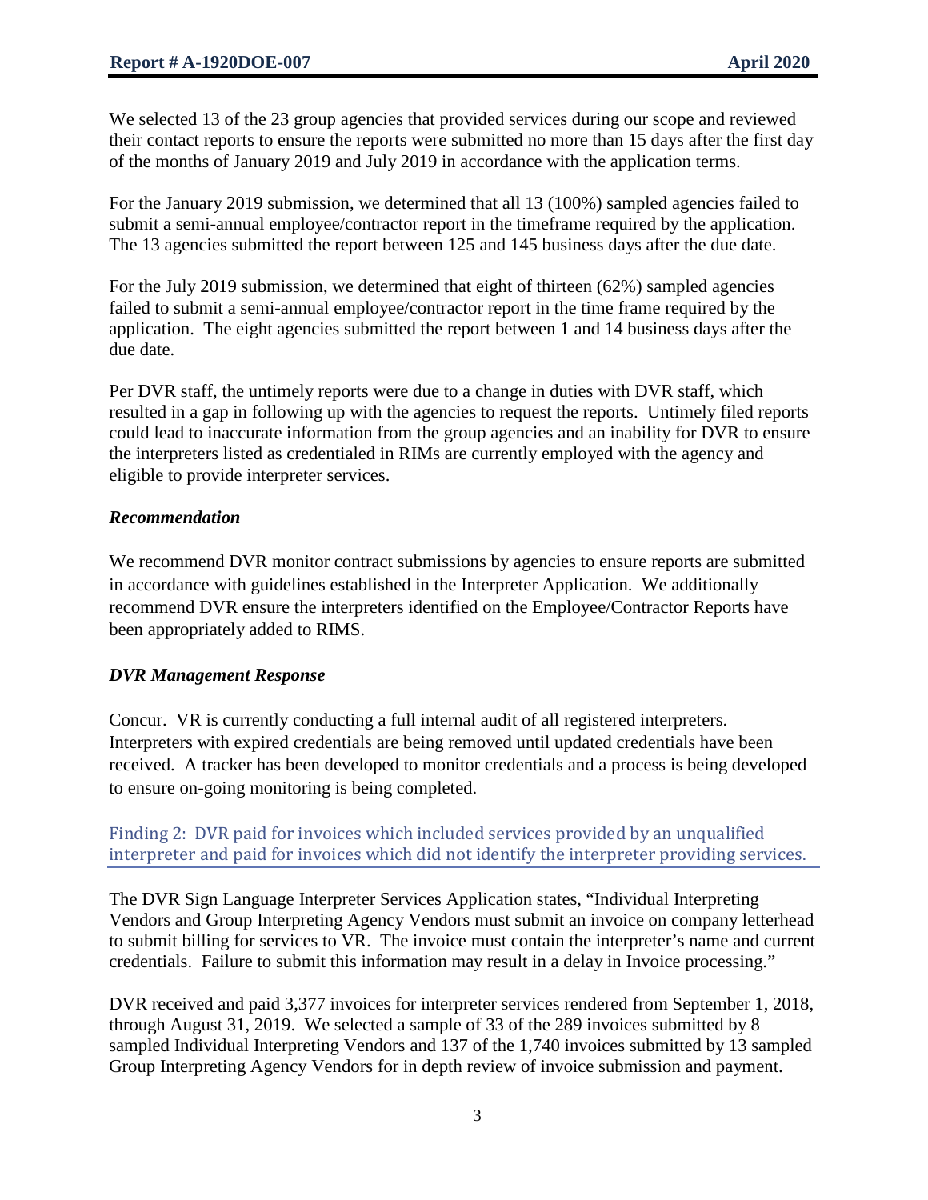We selected 13 of the 23 group agencies that provided services during our scope and reviewed their contact reports to ensure the reports were submitted no more than 15 days after the first day of the months of January 2019 and July 2019 in accordance with the application terms.

For the January 2019 submission, we determined that all 13 (100%) sampled agencies failed to submit a semi-annual employee/contractor report in the timeframe required by the application. The 13 agencies submitted the report between 125 and 145 business days after the due date.

For the July 2019 submission, we determined that eight of thirteen (62%) sampled agencies failed to submit a semi-annual employee/contractor report in the time frame required by the application. The eight agencies submitted the report between 1 and 14 business days after the due date.

Per DVR staff, the untimely reports were due to a change in duties with DVR staff, which resulted in a gap in following up with the agencies to request the reports. Untimely filed reports could lead to inaccurate information from the group agencies and an inability for DVR to ensure the interpreters listed as credentialed in RIMs are currently employed with the agency and eligible to provide interpreter services.

### *Recommendation*

We recommend DVR monitor contract submissions by agencies to ensure reports are submitted in accordance with guidelines established in the Interpreter Application. We additionally recommend DVR ensure the interpreters identified on the Employee/Contractor Reports have been appropriately added to RIMS.

### *DVR Management Response*

Concur. VR is currently conducting a full internal audit of all registered interpreters. Interpreters with expired credentials are being removed until updated credentials have been received. A tracker has been developed to monitor credentials and a process is being developed to ensure on-going monitoring is being completed.

## Finding 2: DVR paid for invoices which included services provided by an unqualified interpreter and paid for invoices which did not identify the interpreter providing services.

The DVR Sign Language Interpreter Services Application states, "Individual Interpreting Vendors and Group Interpreting Agency Vendors must submit an invoice on company letterhead to submit billing for services to VR. The invoice must contain the interpreter's name and current credentials. Failure to submit this information may result in a delay in Invoice processing."

DVR received and paid 3,377 invoices for interpreter services rendered from September 1, 2018, through August 31, 2019. We selected a sample of 33 of the 289 invoices submitted by 8 sampled Individual Interpreting Vendors and 137 of the 1,740 invoices submitted by 13 sampled Group Interpreting Agency Vendors for in depth review of invoice submission and payment.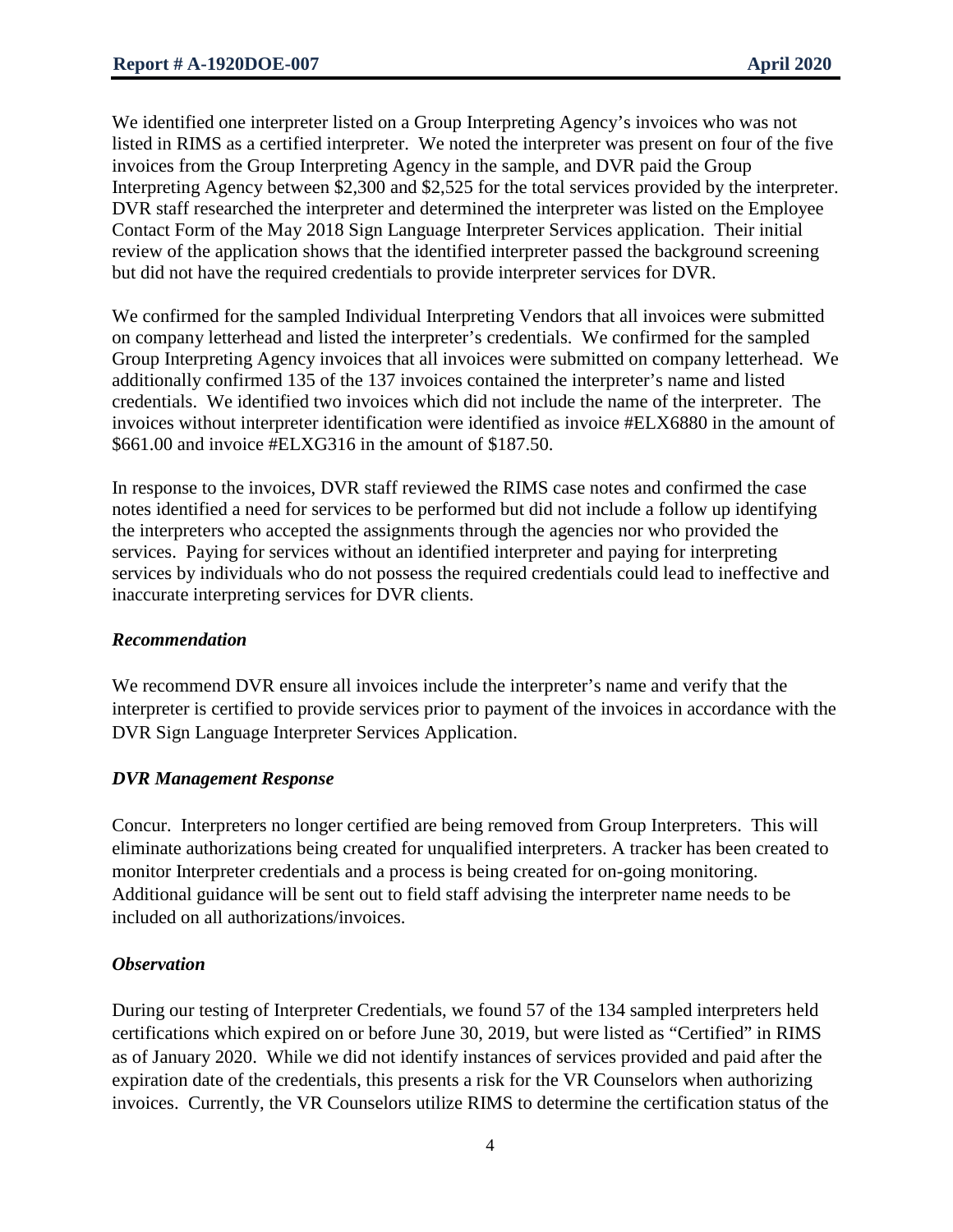We identified one interpreter listed on a Group Interpreting Agency's invoices who was not listed in RIMS as a certified interpreter. We noted the interpreter was present on four of the five invoices from the Group Interpreting Agency in the sample, and DVR paid the Group Interpreting Agency between $2,300 and $2,525 for the total services provided by the interpreter. DVR staff researched the interpreter and determined the interpreter was listed on the Employee Contact Form of the May 2018 Sign Language Interpreter Services application. Their initial review of the application shows that the identified interpreter passed the background screening but did not have the required credentials to provide interpreter services for DVR.

We confirmed for the sampled Individual Interpreting Vendors that all invoices were submitted on company letterhead and listed the interpreter's credentials. We confirmed for the sampled Group Interpreting Agency invoices that all invoices were submitted on company letterhead. We additionally confirmed 135 of the 137 invoices contained the interpreter's name and listed credentials. We identified two invoices which did not include the name of the interpreter. The invoices without interpreter identification were identified as invoice #ELX6880 in the amount of $661.00 and invoice #ELXG316 in the amount of $187.50.

In response to the invoices, DVR staff reviewed the RIMS case notes and confirmed the case notes identified a need for services to be performed but did not include a follow up identifying the interpreters who accepted the assignments through the agencies nor who provided the services. Paying for services without an identified interpreter and paying for interpreting services by individuals who do not possess the required credentials could lead to ineffective and inaccurate interpreting services for DVR clients.

### *Recommendation*

We recommend DVR ensure all invoices include the interpreter's name and verify that the interpreter is certified to provide services prior to payment of the invoices in accordance with the DVR Sign Language Interpreter Services Application.

### *DVR Management Response*

Concur. Interpreters no longer certified are being removed from Group Interpreters. This will eliminate authorizations being created for unqualified interpreters. A tracker has been created to monitor Interpreter credentials and a process is being created for on-going monitoring. Additional guidance will be sent out to field staff advising the interpreter name needs to be included on all authorizations/invoices.

### *Observation*

During our testing of Interpreter Credentials, we found 57 of the 134 sampled interpreters held certifications which expired on or before June 30, 2019, but were listed as "Certified" in RIMS as of January 2020. While we did not identify instances of services provided and paid after the expiration date of the credentials, this presents a risk for the VR Counselors when authorizing invoices. Currently, the VR Counselors utilize RIMS to determine the certification status of the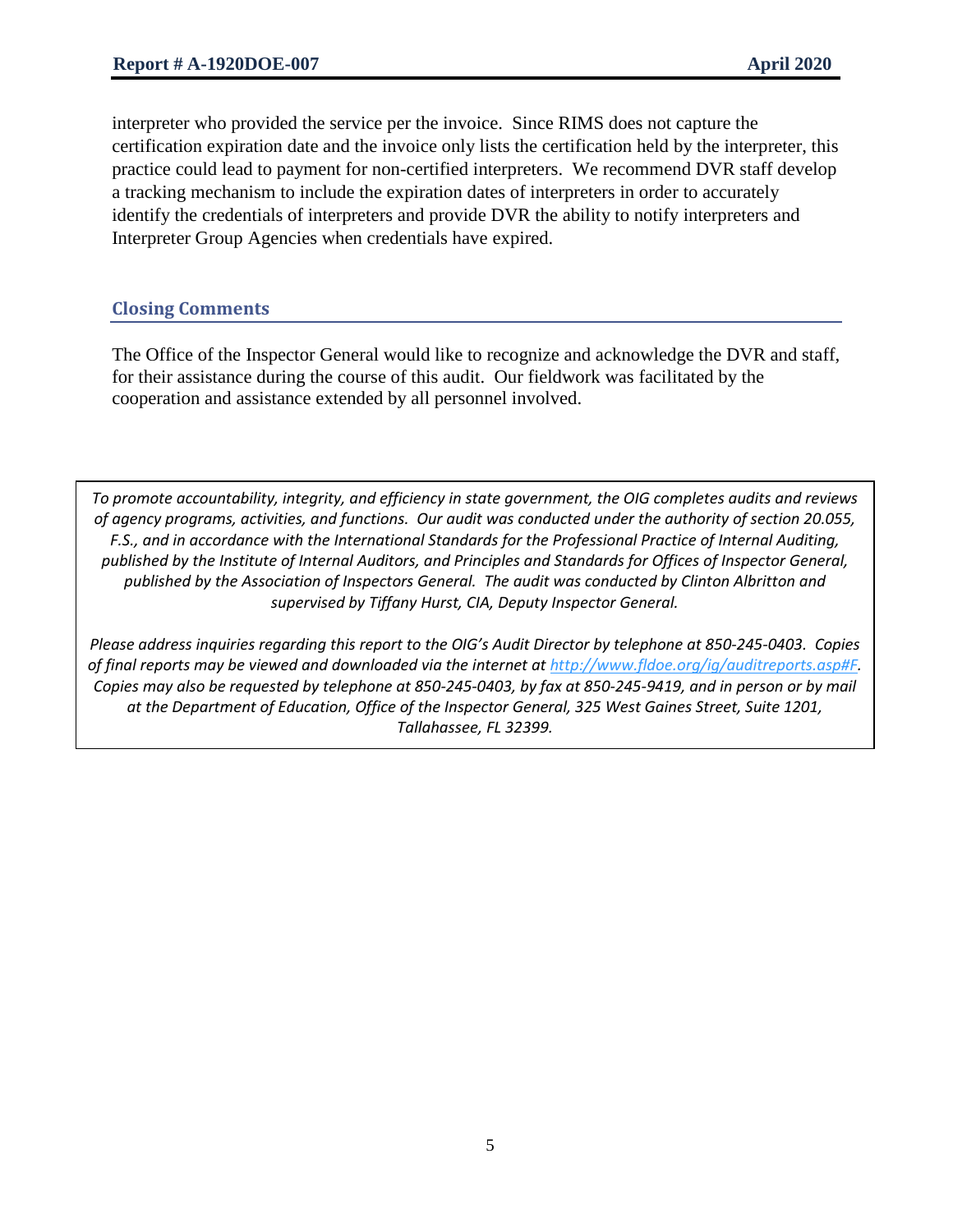interpreter who provided the service per the invoice. Since RIMS does not capture the certification expiration date and the invoice only lists the certification held by the interpreter, this practice could lead to payment for non-certified interpreters. We recommend DVR staff develop a tracking mechanism to include the expiration dates of interpreters in order to accurately identify the credentials of interpreters and provide DVR the ability to notify interpreters and Interpreter Group Agencies when credentials have expired.

## Closing Comments

The Office of the Inspector General would like to recognize and acknowledge the DVR and staff, for their assistance during the course of this audit. Our fieldwork was facilitated by the cooperation and assistance extended by all personnel involved.

*To promote accountability, integrity, and efficiency in state government, the OIG completes audits and reviews of agency programs, activities, and functions. Our audit was conducted under the authority of section 20.055, F.S., and in accordance with the International Standards for the Professional Practice of Internal Auditing, published by the Institute of Internal Auditors, and Principles and Standards for Offices of Inspector General, published by the Association of Inspectors General. The audit was conducted by Clinton Albritton and supervised by Tiffany Hurst, CIA, Deputy Inspector General.*

*Please address inquiries regarding this report to the OIG's Audit Director by telephone at 850-245-0403. Copies of final reports may be viewed and downloaded via the internet at [http://www.fldoe.org/ig/auditreports.asp#F](http://www.fldoe.org/ig/auditreports.asp#F). Copies may also be requested by telephone at 850-245-0403, by fax at 850-245-9419, and in person or by mail at the Department of Education, Office of the Inspector General, 325 West Gaines Street, Suite 1201, Tallahassee, FL 32399.*